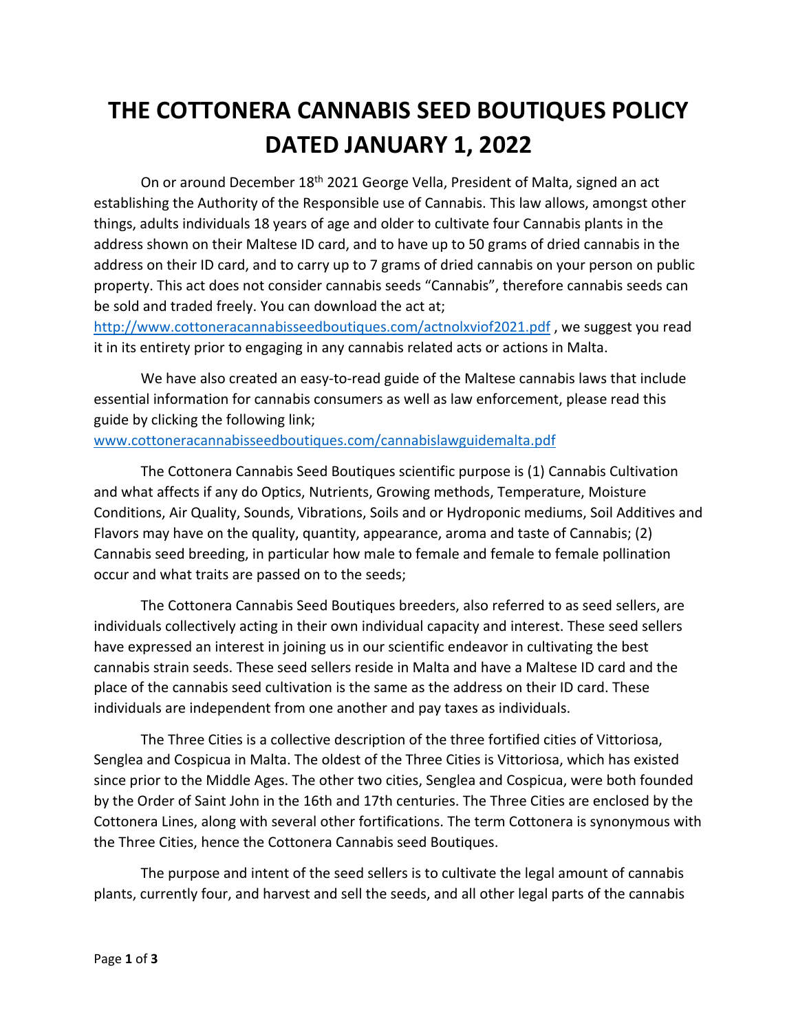# THE COTTONERA CANNABIS SEED BOUTIQUES POLICY DATED JANUARY 1, 2022

On or around December 18th 2021 George Vella, President of Malta, signed an act establishing the Authority of the Responsible use of Cannabis. This law allows, amongst other things, adults individuals 18 years of age and older to cultivate four Cannabis plants in the address shown on their Maltese ID card, and to have up to 50 grams of dried cannabis in the address on their ID card, and to carry up to 7 grams of dried cannabis on your person on public property. This act does not consider cannabis seeds "Cannabis", therefore cannabis seeds can be sold and traded freely. You can download the act at; [http://www.cottoneracannabisseedboutiques.com/actnolxviof2021.pdf](http://www.cottoneracannabisseedboutiques.com/actnolxviof2021.pdf) , we suggest you read it in its entirety prior to engaging in any cannabis related acts or actions in Malta.

We have also created an easy-to-read guide of the Maltese cannabis laws that include essential information for cannabis consumers as well as law enforcement, please read this guide by clicking the following link; [www.cottoneracannabisseedboutiques.com/cannabislawguidemalta.pdf](www.cottoneracannabisseedboutiques.com/cannabislawguidemalta.pdf)

The Cottonera Cannabis Seed Boutiques scientific purpose is (1) Cannabis Cultivation and what affects if any do Optics, Nutrients, Growing methods, Temperature, Moisture Conditions, Air Quality, Sounds, Vibrations, Soils and or Hydroponic mediums, Soil Additives and Flavors may have on the quality, quantity, appearance, aroma and taste of Cannabis; (2) Cannabis seed breeding, in particular how male to female and female to female pollination occur and what traits are passed on to the seeds;

The Cottonera Cannabis Seed Boutiques breeders, also referred to as seed sellers, are individuals collectively acting in their own individual capacity and interest. These seed sellers have expressed an interest in joining us in our scientific endeavor in cultivating the best cannabis strain seeds. These seed sellers reside in Malta and have a Maltese ID card and the place of the cannabis seed cultivation is the same as the address on their ID card. These individuals are independent from one another and pay taxes as individuals.

The Three Cities is a collective description of the three fortified cities of Vittoriosa, Senglea and Cospicua in Malta. The oldest of the Three Cities is Vittoriosa, which has existed since prior to the Middle Ages. The other two cities, Senglea and Cospicua, were both founded by the Order of Saint John in the 16th and 17th centuries. The Three Cities are enclosed by the Cottonera Lines, along with several other fortifications. The term Cottonera is synonymous with the Three Cities, hence the Cottonera Cannabis seed Boutiques.

The purpose and intent of the seed sellers is to cultivate the legal amount of cannabis plants, currently four, and harvest and sell the seeds, and all other legal parts of the cannabis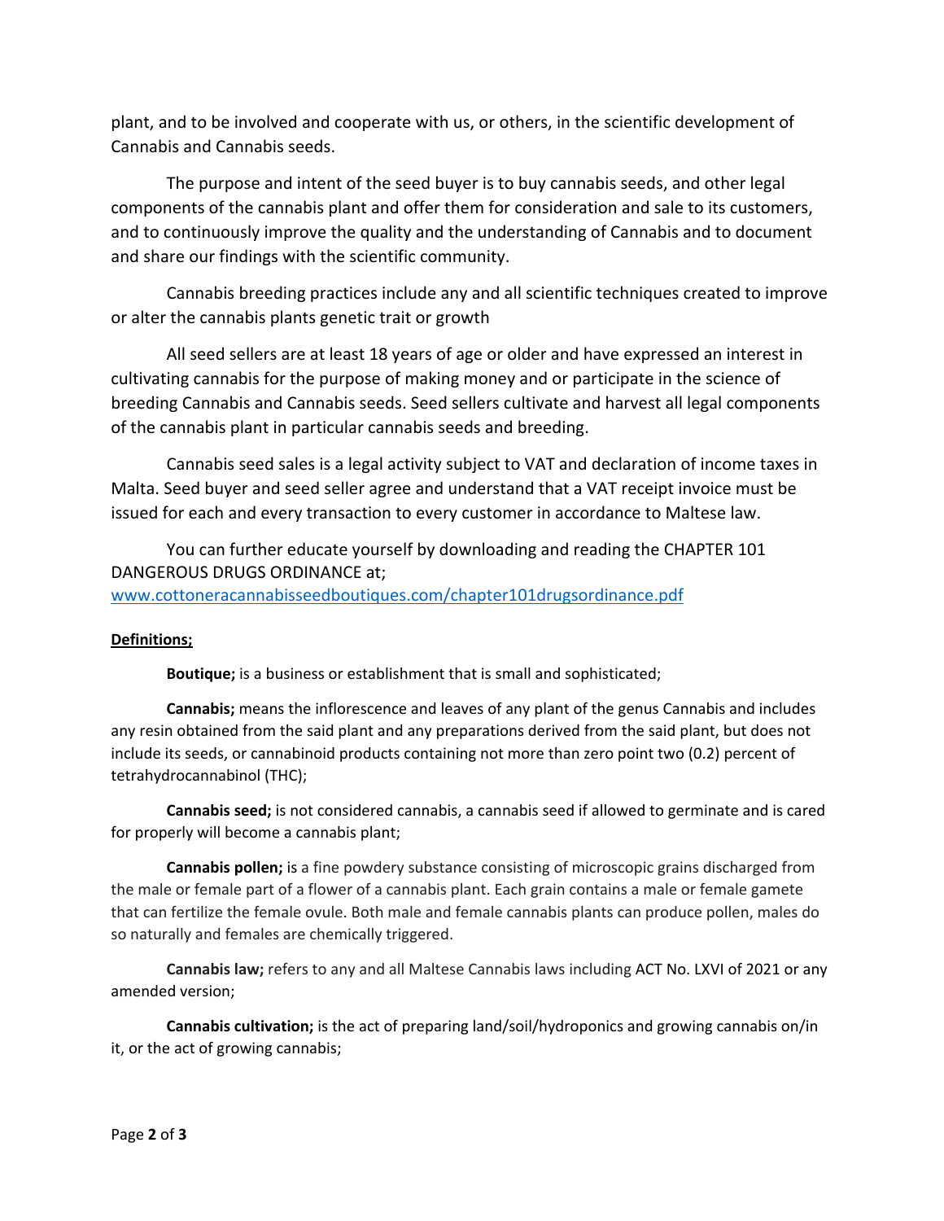plant, and to be involved and cooperate with us, or others, in the scientific development of Cannabis and Cannabis seeds.

The purpose and intent of the seed buyer is to buy cannabis seeds, and other legal components of the cannabis plant and offer them for consideration and sale to its customers, and to continuously improve the quality and the understanding of Cannabis and to document and share our findings with the scientific community.

Cannabis breeding practices include any and all scientific techniques created to improve or alter the cannabis plants genetic trait or growth

All seed sellers are at least 18 years of age or older and have expressed an interest in cultivating cannabis for the purpose of making money and or participate in the science of breeding Cannabis and Cannabis seeds. Seed sellers cultivate and harvest all legal components of the cannabis plant in particular cannabis seeds and breeding.

Cannabis seed sales is a legal activity subject to VAT and declaration of income taxes in Malta. Seed buyer and seed seller agree and understand that a VAT receipt invoice must be issued for each and every transaction to every customer in accordance to Maltese law.

You can further educate yourself by downloading and reading the CHAPTER 101 DANGEROUS DRUGS ORDINANCE at;
www.cottoneracannabisseedboutiques.com/chapter101drugsordinance.pdf

**Definitions;**

**Boutique;** is a business or establishment that is small and sophisticated;

**Cannabis;** means the inflorescence and leaves of any plant of the genus Cannabis and includes any resin obtained from the said plant and any preparations derived from the said plant, but does not include its seeds, or cannabinoid products containing not more than zero point two (0.2) percent of tetrahydrocannabinol (THC);

**Cannabis seed;** is not considered cannabis, a cannabis seed if allowed to germinate and is cared for properly will become a cannabis plant;

**Cannabis pollen;** is a fine powdery substance consisting of microscopic grains discharged from the male or female part of a flower of a cannabis plant. Each grain contains a male or female gamete that can fertilize the female ovule. Both male and female cannabis plants can produce pollen, males do so naturally and females are chemically triggered.

**Cannabis law;** refers to any and all Maltese Cannabis laws including ACT No. LXVI of 2021 or any amended version;

**Cannabis cultivation;** is the act of preparing land/soil/hydroponics and growing cannabis on/in it, or the act of growing cannabis;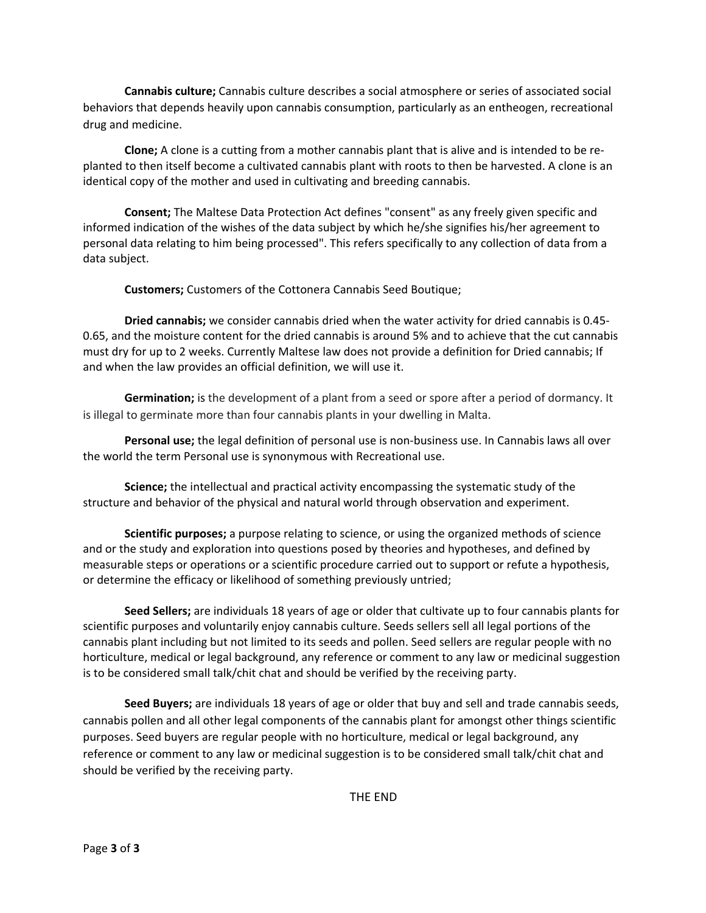**Cannabis culture;** Cannabis culture describes a social atmosphere or series of associated social behaviors that depends heavily upon cannabis consumption, particularly as an entheogen, recreational drug and medicine.

**Clone;** A clone is a cutting from a mother cannabis plant that is alive and is intended to be re-planted to then itself become a cultivated cannabis plant with roots to then be harvested. A clone is an identical copy of the mother and used in cultivating and breeding cannabis.

**Consent;** The Maltese Data Protection Act defines "consent" as any freely given specific and informed indication of the wishes of the data subject by which he/she signifies his/her agreement to personal data relating to him being processed". This refers specifically to any collection of data from a data subject.

**Customers;** Customers of the Cottonera Cannabis Seed Boutique;

**Dried cannabis;** we consider cannabis dried when the water activity for dried cannabis is 0.45-0.65, and the moisture content for the dried cannabis is around 5% and to achieve that the cut cannabis must dry for up to 2 weeks. Currently Maltese law does not provide a definition for Dried cannabis; If and when the law provides an official definition, we will use it.

**Germination;** is the development of a plant from a seed or spore after a period of dormancy. It is illegal to germinate more than four cannabis plants in your dwelling in Malta.

**Personal use;** the legal definition of personal use is non-business use. In Cannabis laws all over the world the term Personal use is synonymous with Recreational use.

**Science;** the intellectual and practical activity encompassing the systematic study of the structure and behavior of the physical and natural world through observation and experiment.

**Scientific purposes;** a purpose relating to science, or using the organized methods of science and or the study and exploration into questions posed by theories and hypotheses, and defined by measurable steps or operations or a scientific procedure carried out to support or refute a hypothesis, or determine the efficacy or likelihood of something previously untried;

**Seed Sellers;** are individuals 18 years of age or older that cultivate up to four cannabis plants for scientific purposes and voluntarily enjoy cannabis culture. Seeds sellers sell all legal portions of the cannabis plant including but not limited to its seeds and pollen. Seed sellers are regular people with no horticulture, medical or legal background, any reference or comment to any law or medicinal suggestion is to be considered small talk/chit chat and should be verified by the receiving party.

**Seed Buyers;** are individuals 18 years of age or older that buy and sell and trade cannabis seeds, cannabis pollen and all other legal components of the cannabis plant for amongst other things scientific purposes. Seed buyers are regular people with no horticulture, medical or legal background, any reference or comment to any law or medicinal suggestion is to be considered small talk/chit chat and should be verified by the receiving party.

THE END